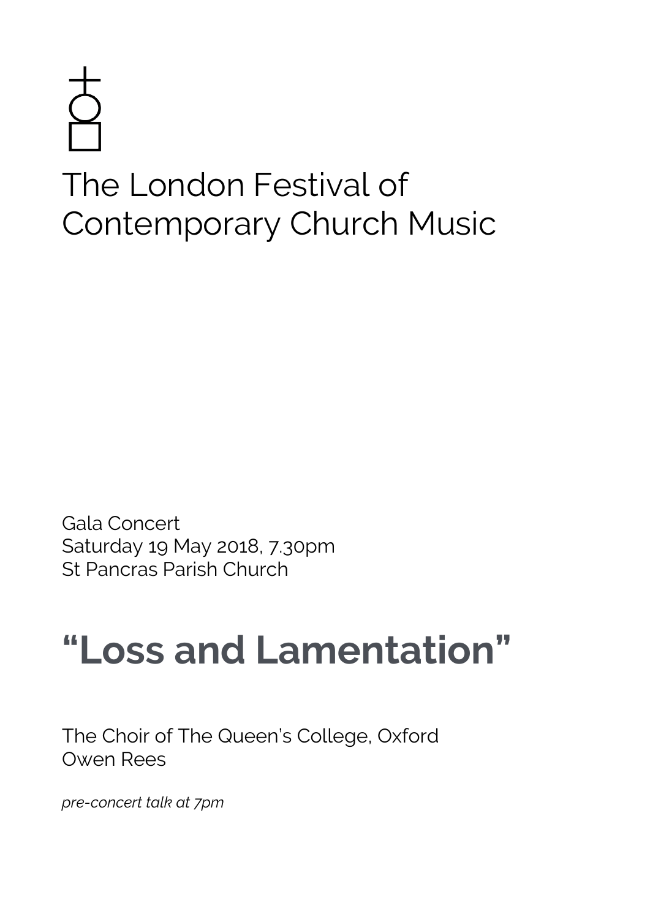# The London Festival of Contemporary Church Music

Gala Concert
Saturday 19 May 2018, 7.30pm
St Pancras Parish Church

## "Loss and Lamentation"

The Choir of The Queen's College, Oxford
Owen Rees

*pre-concert talk at 7pm*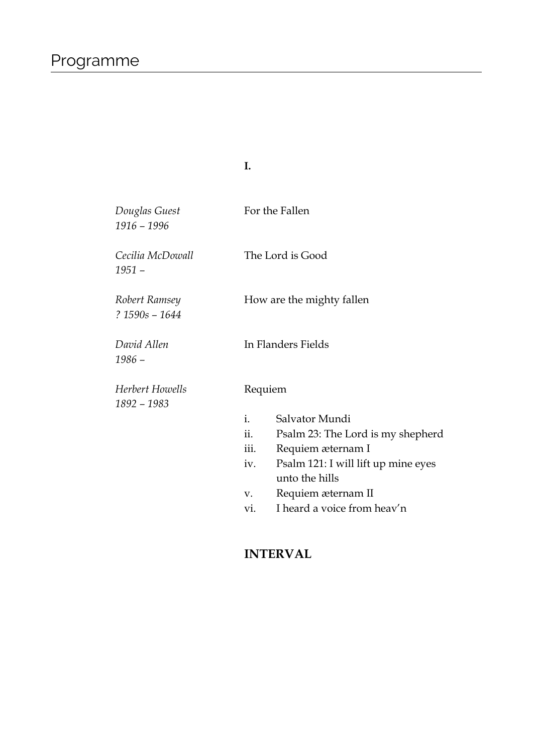# Programme

**I.**

| | |
|---|---|
| *Douglas Guest*<br>*1916 – 1996* | For the Fallen |
| *Cecilia McDowall*<br>*1951 –* | The Lord is Good |
| *Robert Ramsey*<br>*? 1590s – 1644* | How are the mighty fallen |
| *David Allen*<br>*1986 –* | In Flanders Fields |
| *Herbert Howells*<br>*1892 – 1983* | Requiem |

i. Salvator Mundi
ii. Psalm 23: The Lord is my shepherd
iii. Requiem æternam I
iv. Psalm 121: I will lift up mine eyes unto the hills
v. Requiem æternam II
vi. I heard a voice from heav'n

**INTERVAL**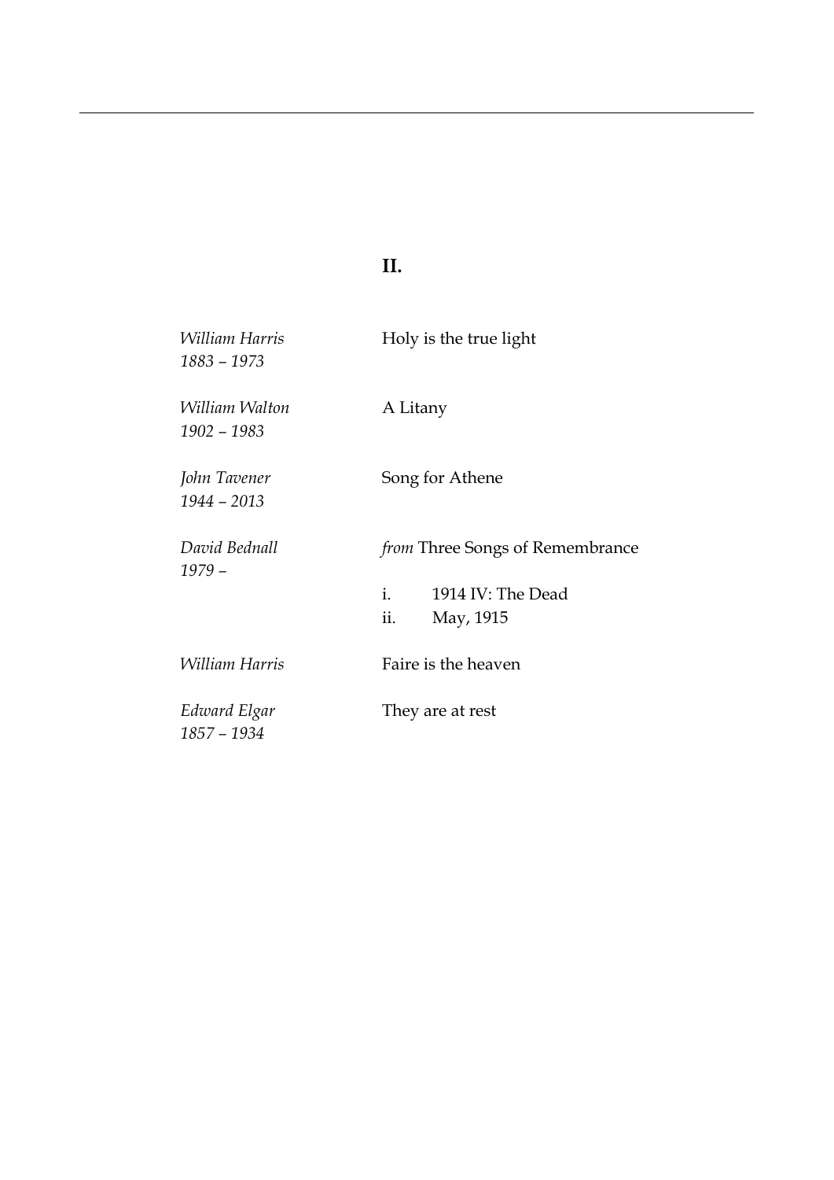## II.

| | |
|---|---|
| *William Harris*<br>*1883 – 1973* | Holy is the true light |
| *William Walton*<br>*1902 – 1983* | A Litany |
| *John Tavener*<br>*1944 – 2013* | Song for Athene |
| *David Bednall*<br>*1979 –* | *from* Three Songs of Remembrance<br><br>i. 1914 IV: The Dead<br>ii. May, 1915 |
| *William Harris* | Faire is the heaven |
| *Edward Elgar*<br>*1857 – 1934* | They are at rest |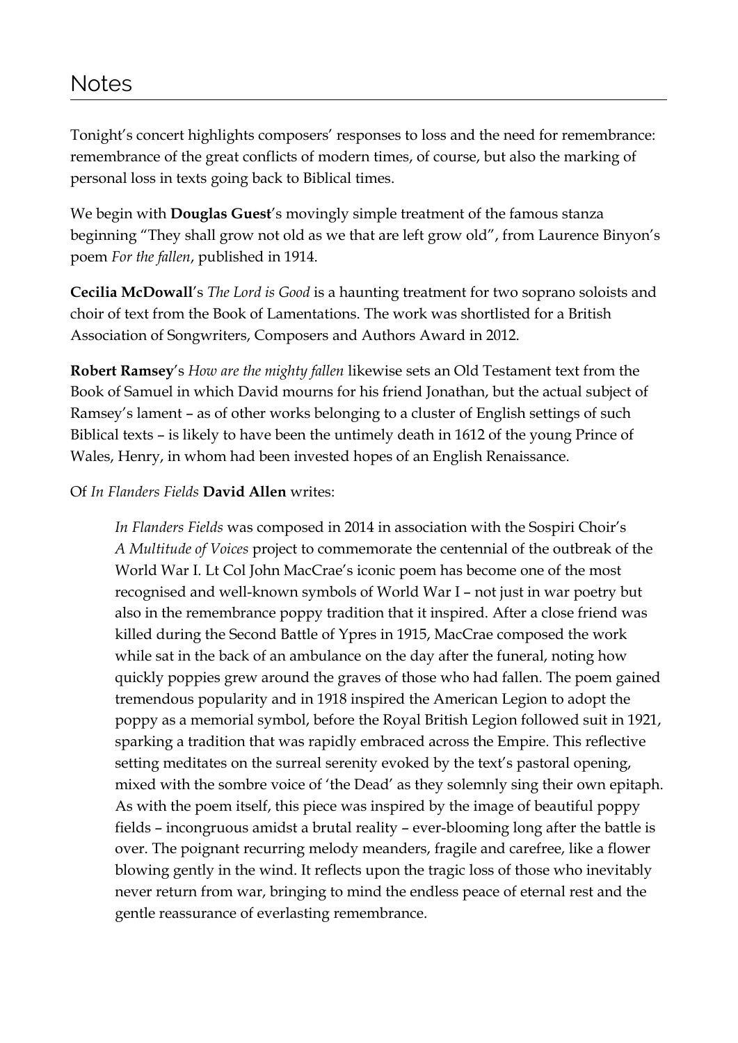# Notes

Tonight's concert highlights composers' responses to loss and the need for remembrance: remembrance of the great conflicts of modern times, of course, but also the marking of personal loss in texts going back to Biblical times.

We begin with **Douglas Guest**'s movingly simple treatment of the famous stanza beginning "They shall grow not old as we that are left grow old", from Laurence Binyon's poem *For the fallen*, published in 1914.

**Cecilia McDowall**'s *The Lord is Good* is a haunting treatment for two soprano soloists and choir of text from the Book of Lamentations. The work was shortlisted for a British Association of Songwriters, Composers and Authors Award in 2012.

**Robert Ramsey**'s *How are the mighty fallen* likewise sets an Old Testament text from the Book of Samuel in which David mourns for his friend Jonathan, but the actual subject of Ramsey's lament – as of other works belonging to a cluster of English settings of such Biblical texts – is likely to have been the untimely death in 1612 of the young Prince of Wales, Henry, in whom had been invested hopes of an English Renaissance.

Of *In Flanders Fields* **David Allen** writes:

> *In Flanders Fields* was composed in 2014 in association with the Sospiri Choir's *A Multitude of Voices* project to commemorate the centennial of the outbreak of the World War I. Lt Col John MacCrae's iconic poem has become one of the most recognised and well-known symbols of World War I – not just in war poetry but also in the remembrance poppy tradition that it inspired. After a close friend was killed during the Second Battle of Ypres in 1915, MacCrae composed the work while sat in the back of an ambulance on the day after the funeral, noting how quickly poppies grew around the graves of those who had fallen. The poem gained tremendous popularity and in 1918 inspired the American Legion to adopt the poppy as a memorial symbol, before the Royal British Legion followed suit in 1921, sparking a tradition that was rapidly embraced across the Empire. This reflective setting meditates on the surreal serenity evoked by the text's pastoral opening, mixed with the sombre voice of 'the Dead' as they solemnly sing their own epitaph. As with the poem itself, this piece was inspired by the image of beautiful poppy fields – incongruous amidst a brutal reality – ever-blooming long after the battle is over. The poignant recurring melody meanders, fragile and carefree, like a flower blowing gently in the wind. It reflects upon the tragic loss of those who inevitably never return from war, bringing to mind the endless peace of eternal rest and the gentle reassurance of everlasting remembrance.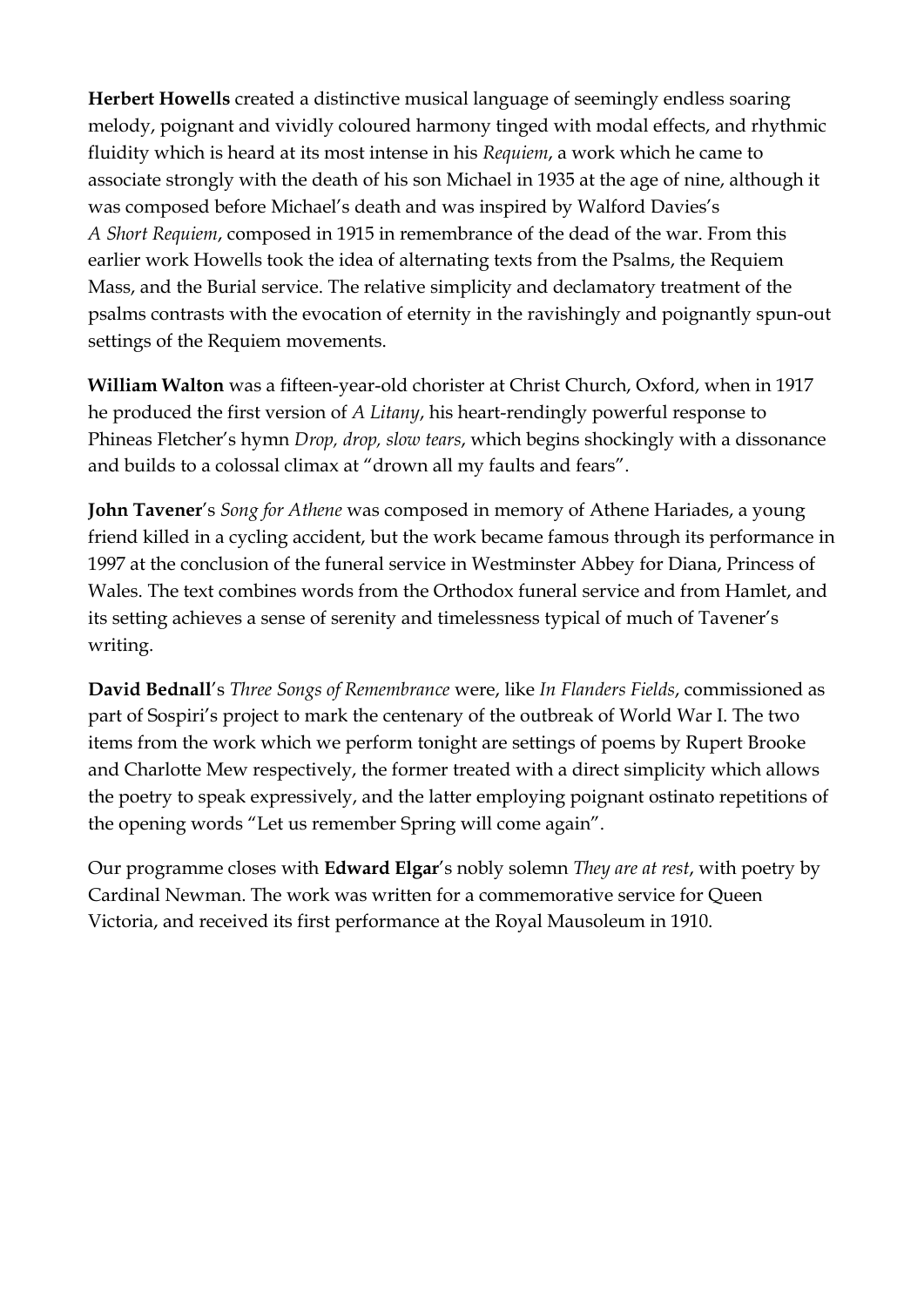**Herbert Howells** created a distinctive musical language of seemingly endless soaring melody, poignant and vividly coloured harmony tinged with modal effects, and rhythmic fluidity which is heard at its most intense in his *Requiem*, a work which he came to associate strongly with the death of his son Michael in 1935 at the age of nine, although it was composed before Michael's death and was inspired by Walford Davies's *A Short Requiem*, composed in 1915 in remembrance of the dead of the war. From this earlier work Howells took the idea of alternating texts from the Psalms, the Requiem Mass, and the Burial service. The relative simplicity and declamatory treatment of the psalms contrasts with the evocation of eternity in the ravishingly and poignantly spun-out settings of the Requiem movements.

**William Walton** was a fifteen-year-old chorister at Christ Church, Oxford, when in 1917 he produced the first version of *A Litany*, his heart-rendingly powerful response to Phineas Fletcher's hymn *Drop, drop, slow tears*, which begins shockingly with a dissonance and builds to a colossal climax at "drown all my faults and fears".

**John Tavener**'s *Song for Athene* was composed in memory of Athene Hariades, a young friend killed in a cycling accident, but the work became famous through its performance in 1997 at the conclusion of the funeral service in Westminster Abbey for Diana, Princess of Wales. The text combines words from the Orthodox funeral service and from Hamlet, and its setting achieves a sense of serenity and timelessness typical of much of Tavener's writing.

**David Bednall**'s *Three Songs of Remembrance* were, like *In Flanders Fields*, commissioned as part of Sospiri's project to mark the centenary of the outbreak of World War I. The two items from the work which we perform tonight are settings of poems by Rupert Brooke and Charlotte Mew respectively, the former treated with a direct simplicity which allows the poetry to speak expressively, and the latter employing poignant ostinato repetitions of the opening words "Let us remember Spring will come again".

Our programme closes with **Edward Elgar**'s nobly solemn *They are at rest*, with poetry by Cardinal Newman. The work was written for a commemorative service for Queen Victoria, and received its first performance at the Royal Mausoleum in 1910.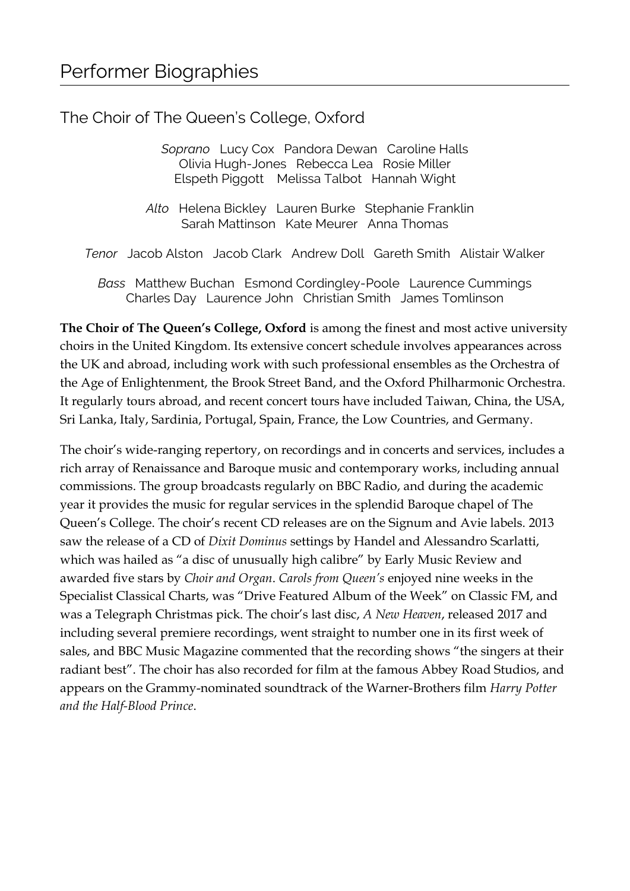# Performer Biographies

## The Choir of The Queen's College, Oxford

*Soprano* Lucy Cox Pandora Dewan Caroline Halls
Olivia Hugh-Jones Rebecca Lea Rosie Miller
Elspeth Piggott Melissa Talbot Hannah Wight

*Alto* Helena Bickley Lauren Burke Stephanie Franklin
Sarah Mattinson Kate Meurer Anna Thomas

*Tenor* Jacob Alston Jacob Clark Andrew Doll Gareth Smith Alistair Walker

*Bass* Matthew Buchan Esmond Cordingley-Poole Laurence Cummings
Charles Day Laurence John Christian Smith James Tomlinson

**The Choir of The Queen's College, Oxford** is among the finest and most active university choirs in the United Kingdom. Its extensive concert schedule involves appearances across the UK and abroad, including work with such professional ensembles as the Orchestra of the Age of Enlightenment, the Brook Street Band, and the Oxford Philharmonic Orchestra. It regularly tours abroad, and recent concert tours have included Taiwan, China, the USA, Sri Lanka, Italy, Sardinia, Portugal, Spain, France, the Low Countries, and Germany.

The choir's wide-ranging repertory, on recordings and in concerts and services, includes a rich array of Renaissance and Baroque music and contemporary works, including annual commissions. The group broadcasts regularly on BBC Radio, and during the academic year it provides the music for regular services in the splendid Baroque chapel of The Queen's College. The choir's recent CD releases are on the Signum and Avie labels. 2013 saw the release of a CD of *Dixit Dominus* settings by Handel and Alessandro Scarlatti, which was hailed as "a disc of unusually high calibre" by Early Music Review and awarded five stars by *Choir and Organ*. *Carols from Queen's* enjoyed nine weeks in the Specialist Classical Charts, was "Drive Featured Album of the Week" on Classic FM, and was a Telegraph Christmas pick. The choir's last disc, *A New Heaven*, released 2017 and including several premiere recordings, went straight to number one in its first week of sales, and BBC Music Magazine commented that the recording shows "the singers at their radiant best". The choir has also recorded for film at the famous Abbey Road Studios, and appears on the Grammy-nominated soundtrack of the Warner-Brothers film *Harry Potter and the Half-Blood Prince*.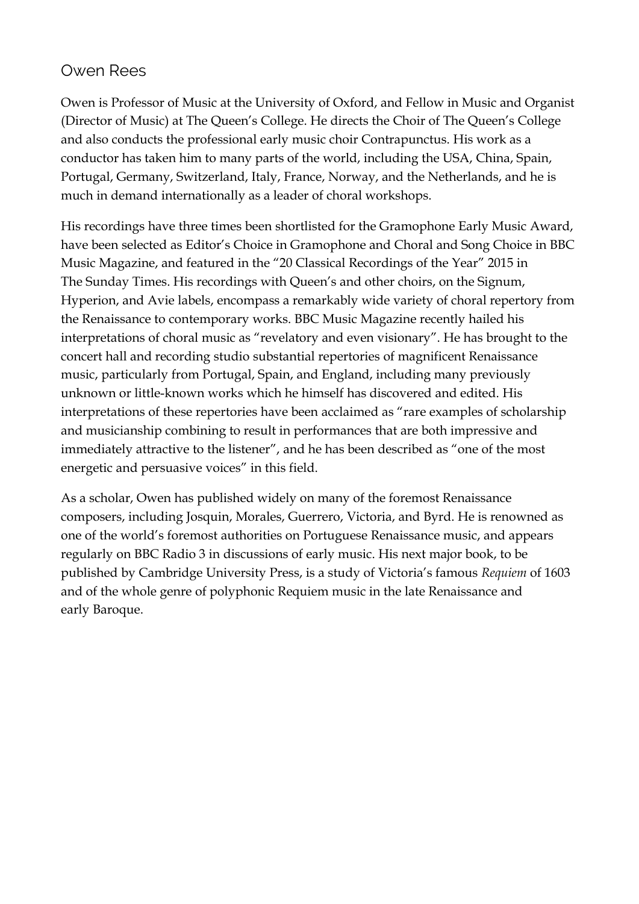## Owen Rees

Owen is Professor of Music at the University of Oxford, and Fellow in Music and Organist (Director of Music) at The Queen's College. He directs the Choir of The Queen's College and also conducts the professional early music choir Contrapunctus. His work as a conductor has taken him to many parts of the world, including the USA, China, Spain, Portugal, Germany, Switzerland, Italy, France, Norway, and the Netherlands, and he is much in demand internationally as a leader of choral workshops.

His recordings have three times been shortlisted for the Gramophone Early Music Award, have been selected as Editor's Choice in Gramophone and Choral and Song Choice in BBC Music Magazine, and featured in the "20 Classical Recordings of the Year" 2015 in The Sunday Times. His recordings with Queen's and other choirs, on the Signum, Hyperion, and Avie labels, encompass a remarkably wide variety of choral repertory from the Renaissance to contemporary works. BBC Music Magazine recently hailed his interpretations of choral music as "revelatory and even visionary". He has brought to the concert hall and recording studio substantial repertories of magnificent Renaissance music, particularly from Portugal, Spain, and England, including many previously unknown or little-known works which he himself has discovered and edited. His interpretations of these repertories have been acclaimed as "rare examples of scholarship and musicianship combining to result in performances that are both impressive and immediately attractive to the listener", and he has been described as "one of the most energetic and persuasive voices" in this field.

As a scholar, Owen has published widely on many of the foremost Renaissance composers, including Josquin, Morales, Guerrero, Victoria, and Byrd. He is renowned as one of the world's foremost authorities on Portuguese Renaissance music, and appears regularly on BBC Radio 3 in discussions of early music. His next major book, to be published by Cambridge University Press, is a study of Victoria's famous *Requiem* of 1603 and of the whole genre of polyphonic Requiem music in the late Renaissance and early Baroque.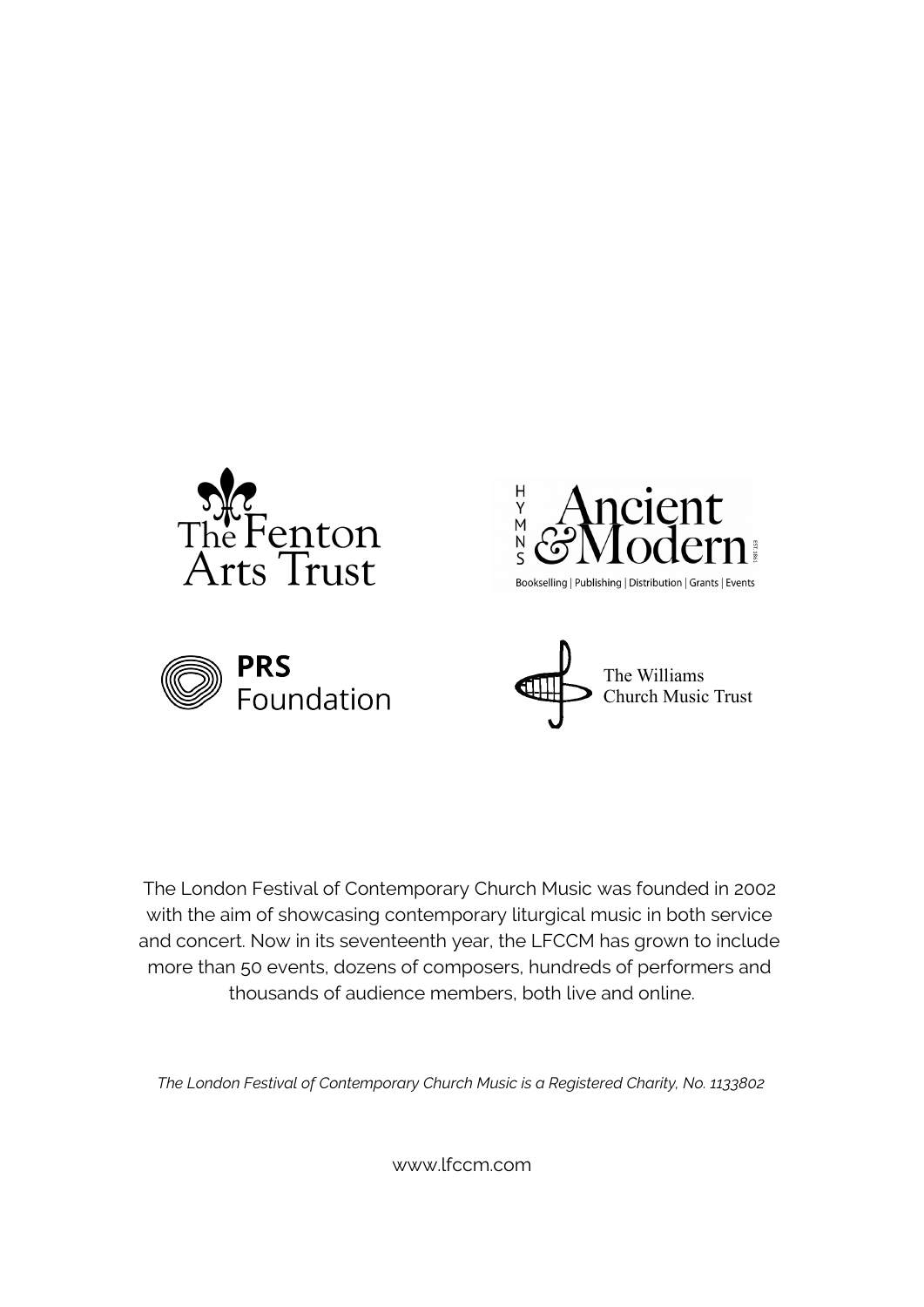The Fenton Arts Trust

Hymns Ancient & Modern

Bookselling | Publishing | Distribution | Grants | Events

PRS Foundation

The Williams Church Music Trust

The London Festival of Contemporary Church Music was founded in 2002 with the aim of showcasing contemporary liturgical music in both service and concert. Now in its seventeenth year, the LFCCM has grown to include more than 50 events, dozens of composers, hundreds of performers and thousands of audience members, both live and online.

*The London Festival of Contemporary Church Music is a Registered Charity, No. 1133802*

www.lfccm.com